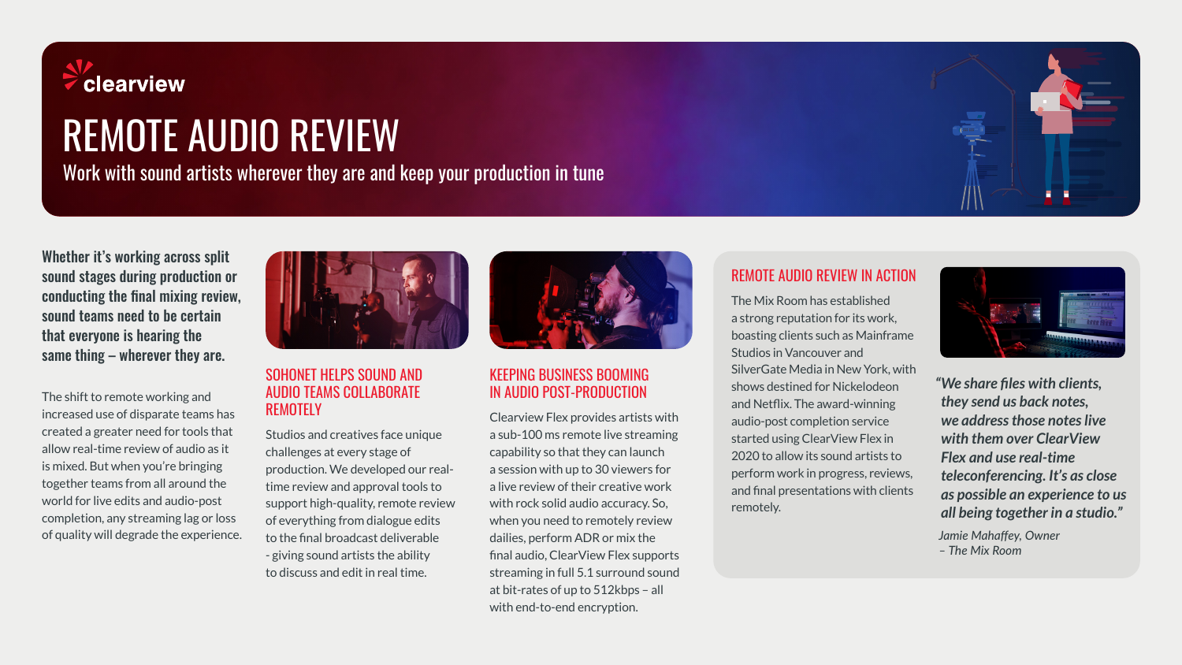clearview

# REMOTE AUDIO REVIEW

Work with sound artists wherever they are and keep your production in tune

**Whether it's working across split sound stages during production or conducting the final mixing review, sound teams need to be certain that everyone is hearing the same thing – wherever they are.**

The shift to remote working and increased use of disparate teams has created a greater need for tools that allow real-time review of audio as it is mixed. But when you're bringing together teams from all around the world for live edits and audio-post completion, any streaming lag or loss of quality will degrade the experience.

## SOHONET HELPS SOUND AND AUDIO TEAMS COLLABORATE REMOTELY

Studios and creatives face unique challenges at every stage of production. We developed our real-time review and approval tools to support high-quality, remote review of everything from dialogue edits to the final broadcast deliverable - giving sound artists the ability to discuss and edit in real time.

## KEEPING BUSINESS BOOMING IN AUDIO POST-PRODUCTION

Clearview Flex provides artists with a sub-100 ms remote live streaming capability so that they can launch a session with up to 30 viewers for a live review of their creative work with rock solid audio accuracy. So, when you need to remotely review dailies, perform ADR or mix the final audio, ClearView Flex supports streaming in full 5.1 surround sound at bit-rates of up to 512kbps – all with end-to-end encryption.

## REMOTE AUDIO REVIEW IN ACTION

The Mix Room has established a strong reputation for its work, boasting clients such as Mainframe Studios in Vancouver and SilverGate Media in New York, with shows destined for Nickelodeon and Netflix. The award-winning audio-post completion service started using ClearView Flex in 2020 to allow its sound artists to perform work in progress, reviews, and final presentations with clients remotely.

***"We share files with clients, they send us back notes, we address those notes live with them over ClearView Flex and use real-time teleconferencing. It's as close as possible an experience to us all being together in a studio."***

*Jamie Mahaffey, Owner – The Mix Room*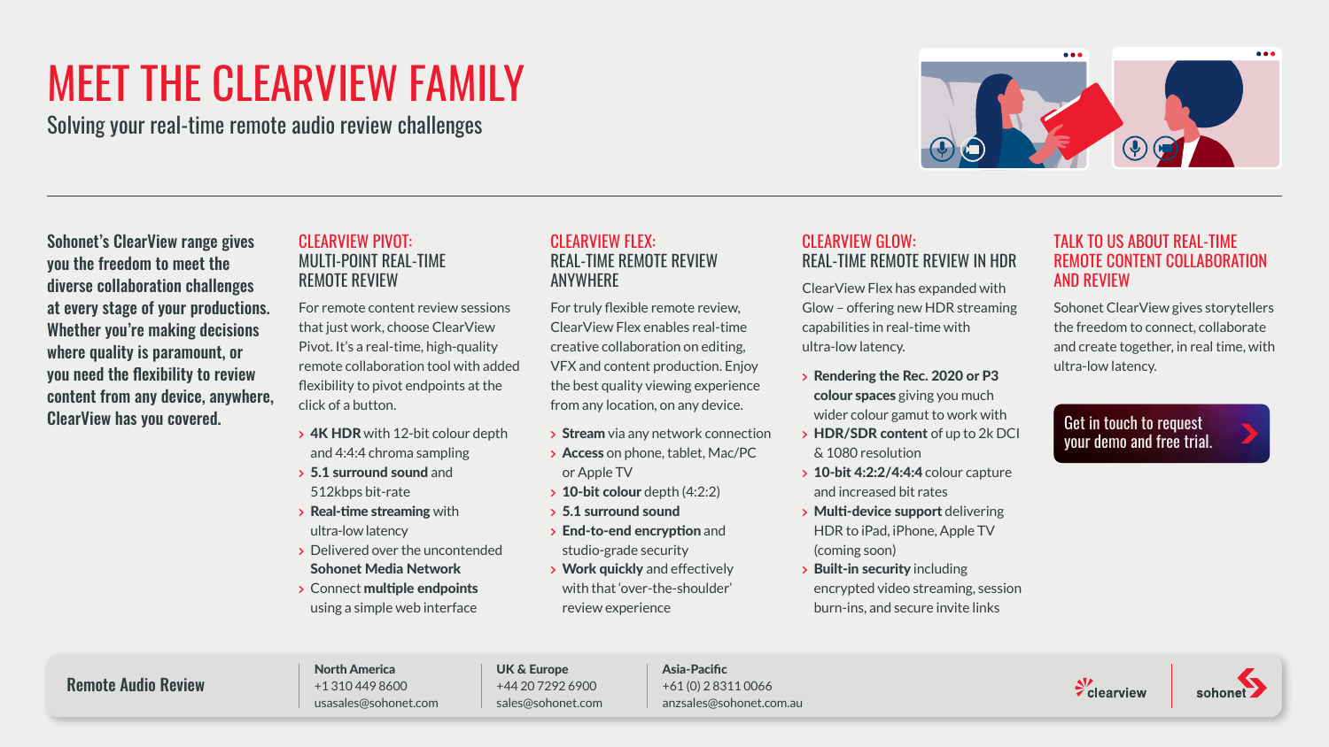# MEET THE CLEARVIEW FAMILY

Solving your real-time remote audio review challenges

**Sohonet's ClearView range gives you the freedom to meet the diverse collaboration challenges at every stage of your productions. Whether you're making decisions where quality is paramount, or you need the flexibility to review content from any device, anywhere, ClearView has you covered.**

## CLEARVIEW PIVOT: MULTI-POINT REAL-TIME REMOTE REVIEW

For remote content review sessions that just work, choose ClearView Pivot. It's a real-time, high-quality remote collaboration tool with added flexibility to pivot endpoints at the click of a button.

- **4K HDR** with 12-bit colour depth and 4:4:4 chroma sampling
- **5.1 surround sound** and 512kbps bit-rate
- **Real-time streaming** with ultra-low latency
- Delivered over the uncontended **Sohonet Media Network**
- Connect **multiple endpoints** using a simple web interface

## CLEARVIEW FLEX: REAL-TIME REMOTE REVIEW ANYWHERE

For truly flexible remote review, ClearView Flex enables real-time creative collaboration on editing, VFX and content production. Enjoy the best quality viewing experience from any location, on any device.

- **Stream** via any network connection
- **Access** on phone, tablet, Mac/PC or Apple TV
- **10-bit colour** depth (4:2:2)
- **5.1 surround sound**
- **End-to-end encryption** and studio-grade security
- **Work quickly** and effectively with that 'over-the-shoulder' review experience

## CLEARVIEW GLOW: REAL-TIME REMOTE REVIEW IN HDR

ClearView Flex has expanded with Glow – offering new HDR streaming capabilities in real-time with ultra-low latency.

- **Rendering the Rec. 2020 or P3 colour spaces** giving you much wider colour gamut to work with
- **HDR/SDR content** of up to 2k DCI & 1080 resolution
- **10-bit 4:2:2/4:4:4** colour capture and increased bit rates
- **Multi-device support** delivering HDR to iPad, iPhone, Apple TV (coming soon)
- **Built-in security** including encrypted video streaming, session burn-ins, and secure invite links

## TALK TO US ABOUT REAL-TIME REMOTE CONTENT COLLABORATION AND REVIEW

Sohonet ClearView gives storytellers the freedom to connect, collaborate and create together, in real time, with ultra-low latency.

Get in touch to request your demo and free trial.

**Remote Audio Review**

**North America**
+1 310 449 8600
usasales@sohonet.com

**UK & Europe**
+44 20 7292 6900
sales@sohonet.com

**Asia-Pacific**
+61 (0) 2 8311 0066
anzsales@sohonet.com.au

clearview | sohonet